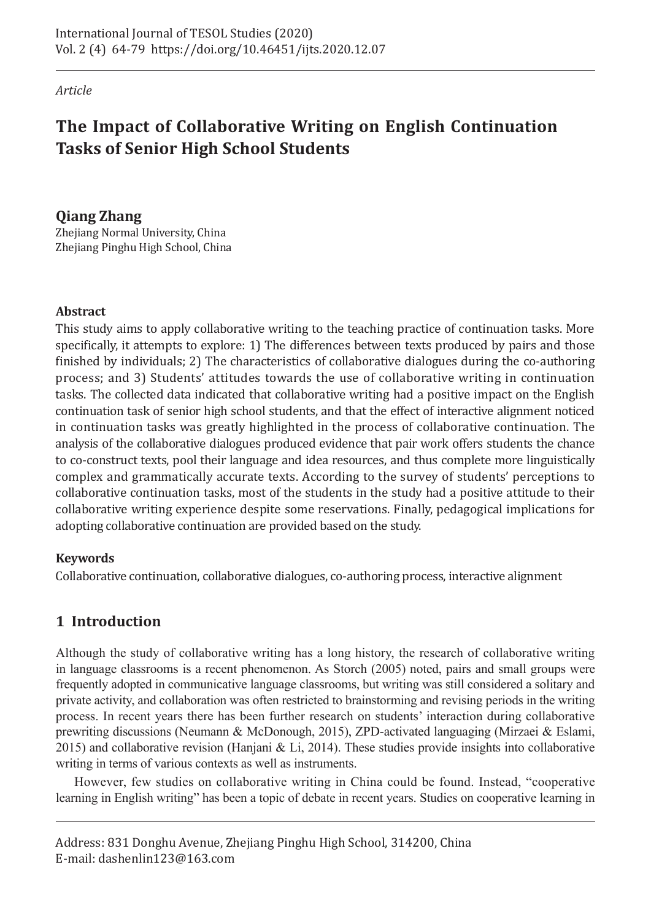*Article*

# The Impact of Collaborative Writing on English Continuation Tasks of Senior High School Students

**Qiang Zhang**
Zhejiang Normal University, China
Zhejiang Pinghu High School, China

### Abstract

This study aims to apply collaborative writing to the teaching practice of continuation tasks. More specifically, it attempts to explore: 1) The differences between texts produced by pairs and those finished by individuals; 2) The characteristics of collaborative dialogues during the co-authoring process; and 3) Students' attitudes towards the use of collaborative writing in continuation tasks. The collected data indicated that collaborative writing had a positive impact on the English continuation task of senior high school students, and that the effect of interactive alignment noticed in continuation tasks was greatly highlighted in the process of collaborative continuation. The analysis of the collaborative dialogues produced evidence that pair work offers students the chance to co-construct texts, pool their language and idea resources, and thus complete more linguistically complex and grammatically accurate texts. According to the survey of students' perceptions to collaborative continuation tasks, most of the students in the study had a positive attitude to their collaborative writing experience despite some reservations. Finally, pedagogical implications for adopting collaborative continuation are provided based on the study.

### Keywords

Collaborative continuation, collaborative dialogues, co-authoring process, interactive alignment

## 1 Introduction

Although the study of collaborative writing has a long history, the research of collaborative writing in language classrooms is a recent phenomenon. As Storch (2005) noted, pairs and small groups were frequently adopted in communicative language classrooms, but writing was still considered a solitary and private activity, and collaboration was often restricted to brainstorming and revising periods in the writing process. In recent years there has been further research on students' interaction during collaborative prewriting discussions (Neumann & McDonough, 2015), ZPD-activated languaging (Mirzaei & Eslami, 2015) and collaborative revision (Hanjani & Li, 2014). These studies provide insights into collaborative writing in terms of various contexts as well as instruments.

However, few studies on collaborative writing in China could be found. Instead, "cooperative learning in English writing" has been a topic of debate in recent years. Studies on cooperative learning in

Address: 831 Donghu Avenue, Zhejiang Pinghu High School, 314200, China
E-mail: dashenlin123@163.com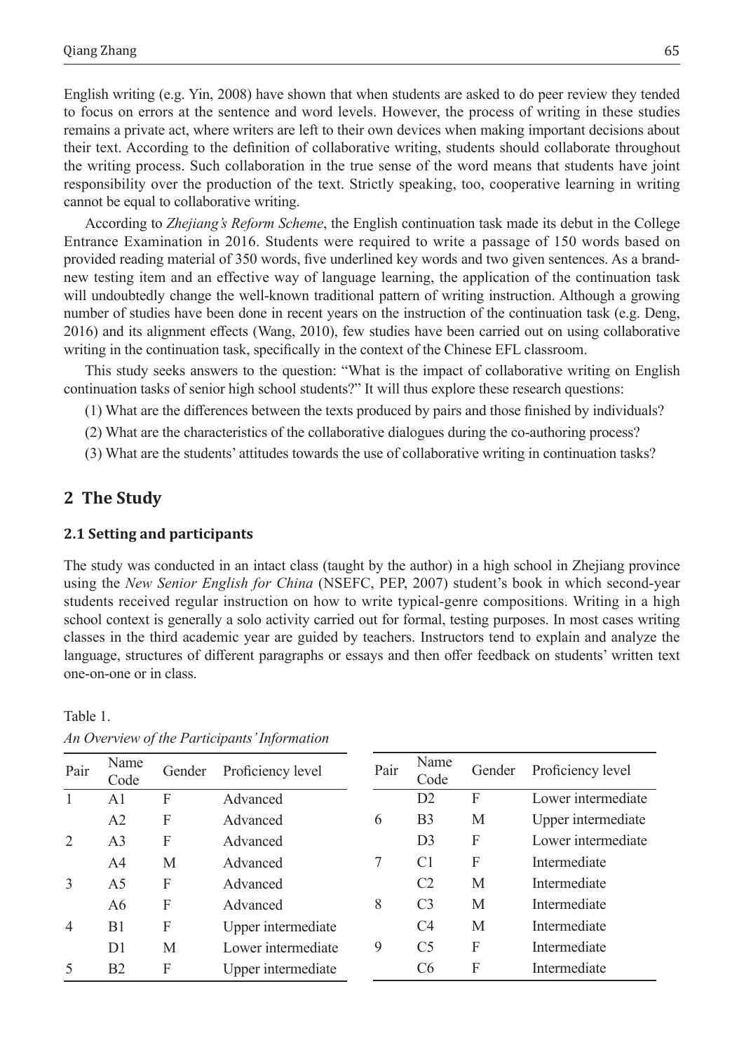English writing (e.g. Yin, 2008) have shown that when students are asked to do peer review they tended to focus on errors at the sentence and word levels. However, the process of writing in these studies remains a private act, where writers are left to their own devices when making important decisions about their text. According to the definition of collaborative writing, students should collaborate throughout the writing process. Such collaboration in the true sense of the word means that students have joint responsibility over the production of the text. Strictly speaking, too, cooperative learning in writing cannot be equal to collaborative writing.

According to *Zhejiang's Reform Scheme*, the English continuation task made its debut in the College Entrance Examination in 2016. Students were required to write a passage of 150 words based on provided reading material of 350 words, five underlined key words and two given sentences. As a brand-new testing item and an effective way of language learning, the application of the continuation task will undoubtedly change the well-known traditional pattern of writing instruction. Although a growing number of studies have been done in recent years on the instruction of the continuation task (e.g. Deng, 2016) and its alignment effects (Wang, 2010), few studies have been carried out on using collaborative writing in the continuation task, specifically in the context of the Chinese EFL classroom.

This study seeks answers to the question: "What is the impact of collaborative writing on English continuation tasks of senior high school students?" It will thus explore these research questions:

(1) What are the differences between the texts produced by pairs and those finished by individuals?

(2) What are the characteristics of the collaborative dialogues during the co-authoring process?

(3) What are the students' attitudes towards the use of collaborative writing in continuation tasks?

## 2 The Study

### 2.1 Setting and participants

The study was conducted in an intact class (taught by the author) in a high school in Zhejiang province using the *New Senior English for China* (NSEFC, PEP, 2007) student's book in which second-year students received regular instruction on how to write typical-genre compositions. Writing in a high school context is generally a solo activity carried out for formal, testing purposes. In most cases writing classes in the third academic year are guided by teachers. Instructors tend to explain and analyze the language, structures of different paragraphs or essays and then offer feedback on students' written text one-on-one or in class.

Table 1.

*An Overview of the Participants' Information*

| Pair | Name Code | Gender | Proficiency level | Pair | Name Code | Gender | Proficiency level |
|---|---|---|---|---|---|---|---|
| 1 | A1 | F | Advanced | | D2 | F | Lower intermediate |
| | A2 | F | Advanced | 6 | B3 | M | Upper intermediate |
| 2 | A3 | F | Advanced | | D3 | F | Lower intermediate |
| | A4 | M | Advanced | 7 | C1 | F | Intermediate |
| 3 | A5 | F | Advanced | | C2 | M | Intermediate |
| | A6 | F | Advanced | 8 | C3 | M | Intermediate |
| 4 | B1 | F | Upper intermediate | | C4 | M | Intermediate |
| | D1 | M | Lower intermediate | 9 | C5 | F | Intermediate |
| 5 | B2 | F | Upper intermediate | | C6 | F | Intermediate |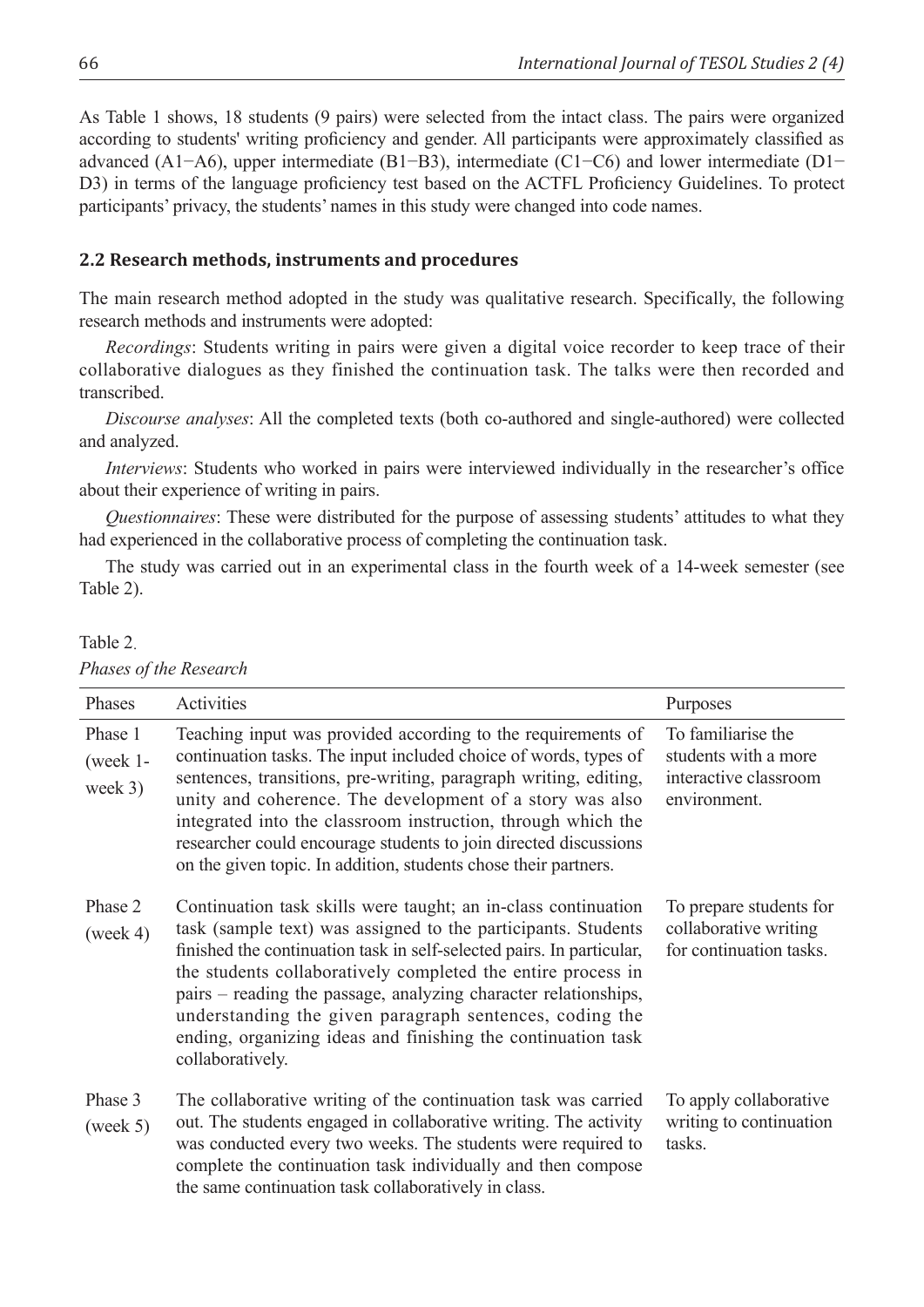As Table 1 shows, 18 students (9 pairs) were selected from the intact class. The pairs were organized according to students' writing proficiency and gender. All participants were approximately classified as advanced (A1−A6), upper intermediate (B1−B3), intermediate (C1−C6) and lower intermediate (D1−D3) in terms of the language proficiency test based on the ACTFL Proficiency Guidelines. To protect participants' privacy, the students' names in this study were changed into code names.

### 2.2 Research methods, instruments and procedures

The main research method adopted in the study was qualitative research. Specifically, the following research methods and instruments were adopted:

*Recordings*: Students writing in pairs were given a digital voice recorder to keep trace of their collaborative dialogues as they finished the continuation task. The talks were then recorded and transcribed.

*Discourse analyses*: All the completed texts (both co-authored and single-authored) were collected and analyzed.

*Interviews*: Students who worked in pairs were interviewed individually in the researcher's office about their experience of writing in pairs.

*Questionnaires*: These were distributed for the purpose of assessing students' attitudes to what they had experienced in the collaborative process of completing the continuation task.

The study was carried out in an experimental class in the fourth week of a 14-week semester (see Table 2).

Table 2.

*Phases of the Research*

| Phases | Activities | Purposes |
|---|---|---|
| Phase 1 (week 1-week 3) | Teaching input was provided according to the requirements of continuation tasks. The input included choice of words, types of sentences, transitions, pre-writing, paragraph writing, editing, unity and coherence. The development of a story was also integrated into the classroom instruction, through which the researcher could encourage students to join directed discussions on the given topic. In addition, students chose their partners. | To familiarise the students with a more interactive classroom environment. |
| Phase 2 (week 4) | Continuation task skills were taught; an in-class continuation task (sample text) was assigned to the participants. Students finished the continuation task in self-selected pairs. In particular, the students collaboratively completed the entire process in pairs – reading the passage, analyzing character relationships, understanding the given paragraph sentences, coding the ending, organizing ideas and finishing the continuation task collaboratively. | To prepare students for collaborative writing for continuation tasks. |
| Phase 3 (week 5) | The collaborative writing of the continuation task was carried out. The students engaged in collaborative writing. The activity was conducted every two weeks. The students were required to complete the continuation task individually and then compose the same continuation task collaboratively in class. | To apply collaborative writing to continuation tasks. |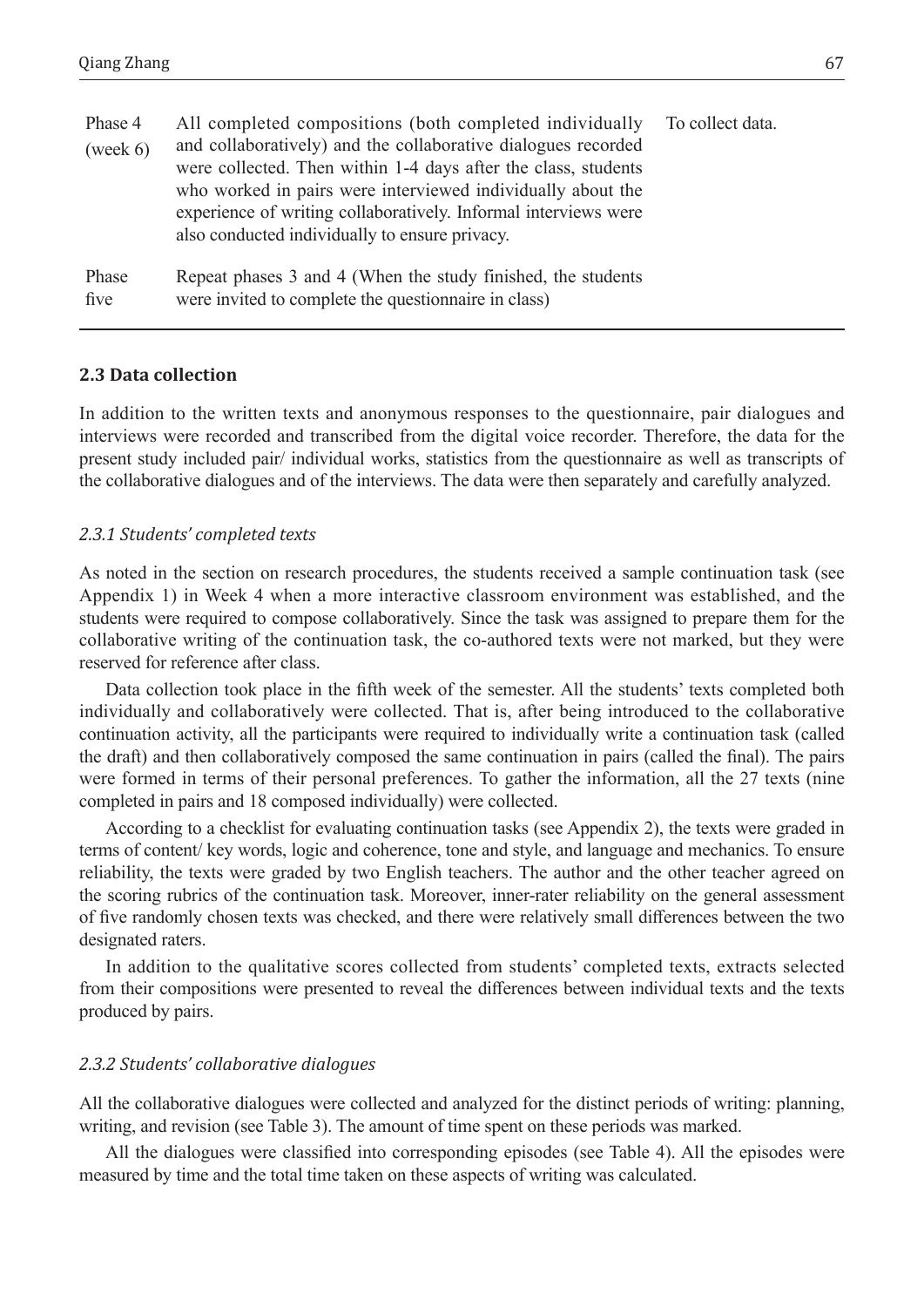| | | |
|---|---|---|
| Phase 4 (week 6) | All completed compositions (both completed individually and collaboratively) and the collaborative dialogues recorded were collected. Then within 1-4 days after the class, students who worked in pairs were interviewed individually about the experience of writing collaboratively. Informal interviews were also conducted individually to ensure privacy. | To collect data. |
| Phase five | Repeat phases 3 and 4 (When the study finished, the students were invited to complete the questionnaire in class) | |

### 2.3 Data collection

In addition to the written texts and anonymous responses to the questionnaire, pair dialogues and interviews were recorded and transcribed from the digital voice recorder. Therefore, the data for the present study included pair/ individual works, statistics from the questionnaire as well as transcripts of the collaborative dialogues and of the interviews. The data were then separately and carefully analyzed.

#### *2.3.1 Students' completed texts*

As noted in the section on research procedures, the students received a sample continuation task (see Appendix 1) in Week 4 when a more interactive classroom environment was established, and the students were required to compose collaboratively. Since the task was assigned to prepare them for the collaborative writing of the continuation task, the co-authored texts were not marked, but they were reserved for reference after class.

Data collection took place in the fifth week of the semester. All the students' texts completed both individually and collaboratively were collected. That is, after being introduced to the collaborative continuation activity, all the participants were required to individually write a continuation task (called the draft) and then collaboratively composed the same continuation in pairs (called the final). The pairs were formed in terms of their personal preferences. To gather the information, all the 27 texts (nine completed in pairs and 18 composed individually) were collected.

According to a checklist for evaluating continuation tasks (see Appendix 2), the texts were graded in terms of content/ key words, logic and coherence, tone and style, and language and mechanics. To ensure reliability, the texts were graded by two English teachers. The author and the other teacher agreed on the scoring rubrics of the continuation task. Moreover, inner-rater reliability on the general assessment of five randomly chosen texts was checked, and there were relatively small differences between the two designated raters.

In addition to the qualitative scores collected from students' completed texts, extracts selected from their compositions were presented to reveal the differences between individual texts and the texts produced by pairs.

#### *2.3.2 Students' collaborative dialogues*

All the collaborative dialogues were collected and analyzed for the distinct periods of writing: planning, writing, and revision (see Table 3). The amount of time spent on these periods was marked.

All the dialogues were classified into corresponding episodes (see Table 4). All the episodes were measured by time and the total time taken on these aspects of writing was calculated.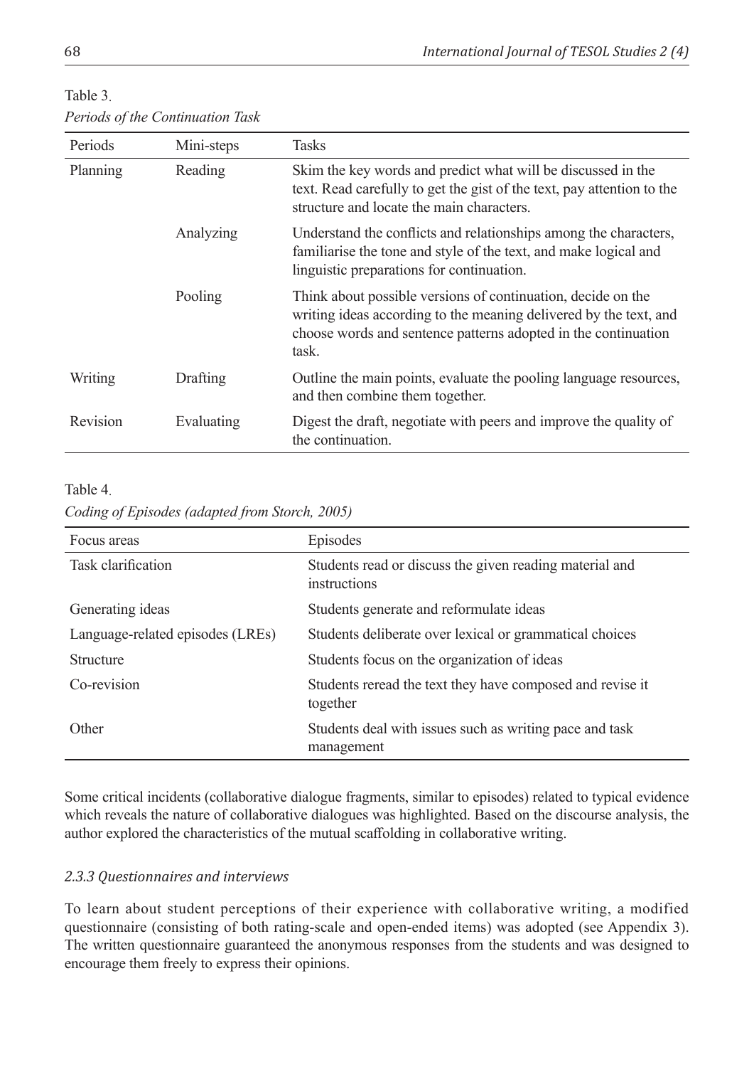Table 3.

*Periods of the Continuation Task*

| Periods | Mini-steps | Tasks |
|---|---|---|
| Planning | Reading | Skim the key words and predict what will be discussed in the text. Read carefully to get the gist of the text, pay attention to the structure and locate the main characters. |
| | Analyzing | Understand the conflicts and relationships among the characters, familiarise the tone and style of the text, and make logical and linguistic preparations for continuation. |
| | Pooling | Think about possible versions of continuation, decide on the writing ideas according to the meaning delivered by the text, and choose words and sentence patterns adopted in the continuation task. |
| Writing | Drafting | Outline the main points, evaluate the pooling language resources, and then combine them together. |
| Revision | Evaluating | Digest the draft, negotiate with peers and improve the quality of the continuation. |

Table 4.

*Coding of Episodes (adapted from Storch, 2005)*

| Focus areas | Episodes |
|---|---|
| Task clarification | Students read or discuss the given reading material and instructions |
| Generating ideas | Students generate and reformulate ideas |
| Language-related episodes (LREs) | Students deliberate over lexical or grammatical choices |
| Structure | Students focus on the organization of ideas |
| Co-revision | Students reread the text they have composed and revise it together |
| Other | Students deal with issues such as writing pace and task management |

Some critical incidents (collaborative dialogue fragments, similar to episodes) related to typical evidence which reveals the nature of collaborative dialogues was highlighted. Based on the discourse analysis, the author explored the characteristics of the mutual scaffolding in collaborative writing.

### *2.3.3 Questionnaires and interviews*

To learn about student perceptions of their experience with collaborative writing, a modified questionnaire (consisting of both rating-scale and open-ended items) was adopted (see Appendix 3). The written questionnaire guaranteed the anonymous responses from the students and was designed to encourage them freely to express their opinions.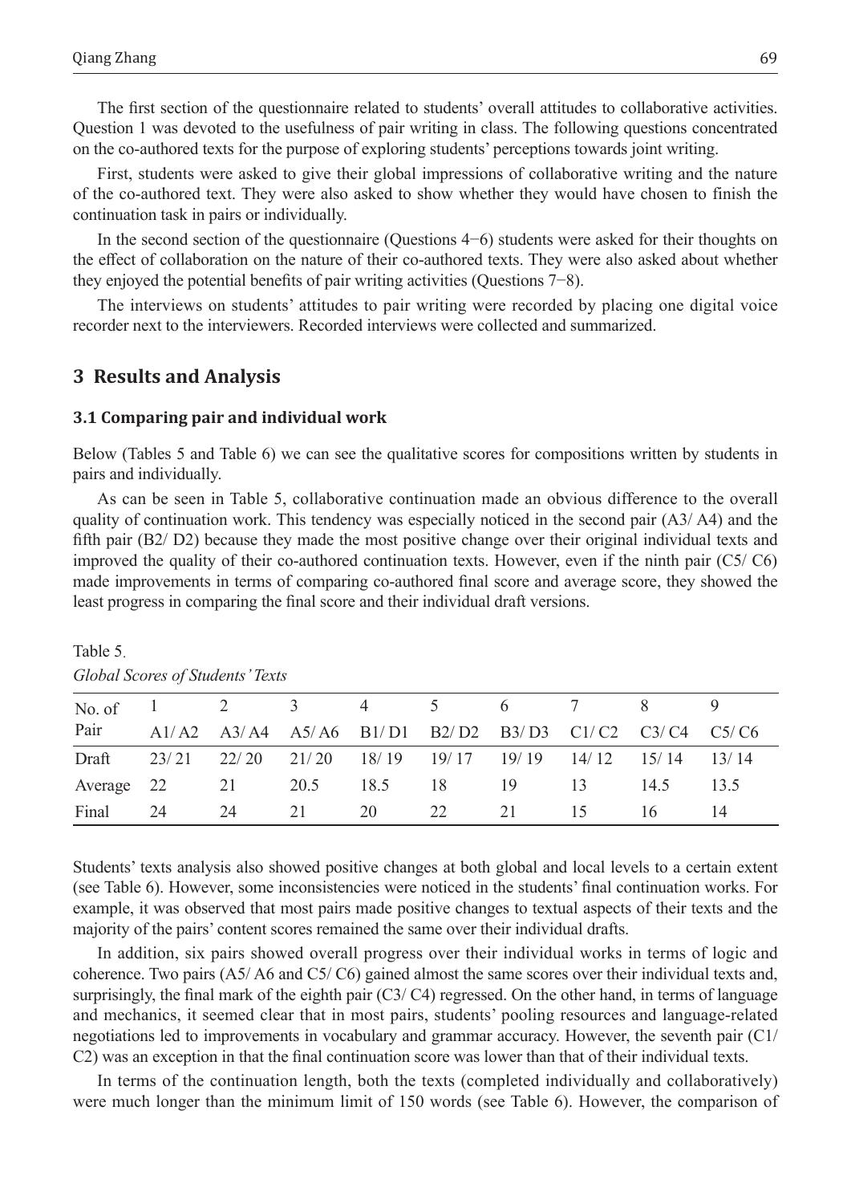The first section of the questionnaire related to students' overall attitudes to collaborative activities. Question 1 was devoted to the usefulness of pair writing in class. The following questions concentrated on the co-authored texts for the purpose of exploring students' perceptions towards joint writing.

First, students were asked to give their global impressions of collaborative writing and the nature of the co-authored text. They were also asked to show whether they would have chosen to finish the continuation task in pairs or individually.

In the second section of the questionnaire (Questions 4−6) students were asked for their thoughts on the effect of collaboration on the nature of their co-authored texts. They were also asked about whether they enjoyed the potential benefits of pair writing activities (Questions 7−8).

The interviews on students' attitudes to pair writing were recorded by placing one digital voice recorder next to the interviewers. Recorded interviews were collected and summarized.

## 3 Results and Analysis

### 3.1 Comparing pair and individual work

Below (Tables 5 and Table 6) we can see the qualitative scores for compositions written by students in pairs and individually.

As can be seen in Table 5, collaborative continuation made an obvious difference to the overall quality of continuation work. This tendency was especially noticed in the second pair (A3/ A4) and the fifth pair (B2/ D2) because they made the most positive change over their original individual texts and improved the quality of their co-authored continuation texts. However, even if the ninth pair (C5/ C6) made improvements in terms of comparing co-authored final score and average score, they showed the least progress in comparing the final score and their individual draft versions.

Table 5.

*Global Scores of Students' Texts*

| No. of Pair | 1<br>A1/ A2 | 2<br>A3/ A4 | 3<br>A5/ A6 | 4<br>B1/ D1 | 5<br>B2/ D2 | 6<br>B3/ D3 | 7<br>C1/ C2 | 8<br>C3/ C4 | 9<br>C5/ C6 |
|---|---|---|---|---|---|---|---|---|---|
| Draft | 23/ 21 | 22/ 20 | 21/ 20 | 18/ 19 | 19/ 17 | 19/ 19 | 14/ 12 | 15/ 14 | 13/ 14 |
| Average | 22 | 21 | 20.5 | 18.5 | 18 | 19 | 13 | 14.5 | 13.5 |
| Final | 24 | 24 | 21 | 20 | 22 | 21 | 15 | 16 | 14 |

Students' texts analysis also showed positive changes at both global and local levels to a certain extent (see Table 6). However, some inconsistencies were noticed in the students' final continuation works. For example, it was observed that most pairs made positive changes to textual aspects of their texts and the majority of the pairs' content scores remained the same over their individual drafts.

In addition, six pairs showed overall progress over their individual works in terms of logic and coherence. Two pairs (A5/ A6 and C5/ C6) gained almost the same scores over their individual texts and, surprisingly, the final mark of the eighth pair (C3/ C4) regressed. On the other hand, in terms of language and mechanics, it seemed clear that in most pairs, students' pooling resources and language-related negotiations led to improvements in vocabulary and grammar accuracy. However, the seventh pair (C1/ C2) was an exception in that the final continuation score was lower than that of their individual texts.

In terms of the continuation length, both the texts (completed individually and collaboratively) were much longer than the minimum limit of 150 words (see Table 6). However, the comparison of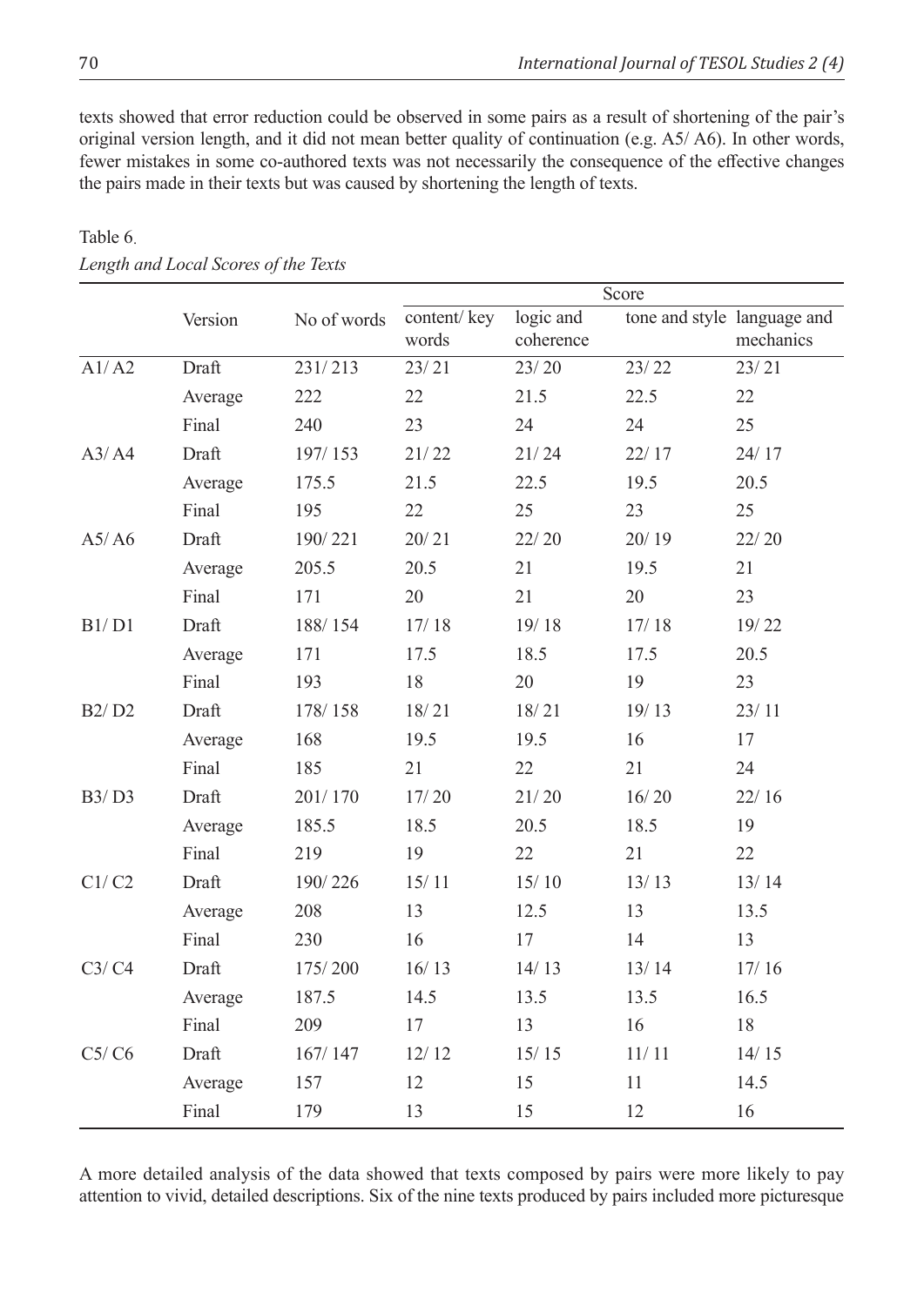texts showed that error reduction could be observed in some pairs as a result of shortening of the pair's original version length, and it did not mean better quality of continuation (e.g. A5/ A6). In other words, fewer mistakes in some co-authored texts was not necessarily the consequence of the effective changes the pairs made in their texts but was caused by shortening the length of texts.

Table 6.

*Length and Local Scores of the Texts*

| | Version | No of words | Score | | | |
|---|---|---|---|---|---|---|
| | | | content/ key words | logic and coherence | tone and style | language and mechanics |
| A1/ A2 | Draft | 231/ 213 | 23/ 21 | 23/ 20 | 23/ 22 | 23/ 21 |
| | Average | 222 | 22 | 21.5 | 22.5 | 22 |
| | Final | 240 | 23 | 24 | 24 | 25 |
| A3/ A4 | Draft | 197/ 153 | 21/ 22 | 21/ 24 | 22/ 17 | 24/ 17 |
| | Average | 175.5 | 21.5 | 22.5 | 19.5 | 20.5 |
| | Final | 195 | 22 | 25 | 23 | 25 |
| A5/ A6 | Draft | 190/ 221 | 20/ 21 | 22/ 20 | 20/ 19 | 22/ 20 |
| | Average | 205.5 | 20.5 | 21 | 19.5 | 21 |
| | Final | 171 | 20 | 21 | 20 | 23 |
| B1/ D1 | Draft | 188/ 154 | 17/ 18 | 19/ 18 | 17/ 18 | 19/ 22 |
| | Average | 171 | 17.5 | 18.5 | 17.5 | 20.5 |
| | Final | 193 | 18 | 20 | 19 | 23 |
| B2/ D2 | Draft | 178/ 158 | 18/ 21 | 18/ 21 | 19/ 13 | 23/ 11 |
| | Average | 168 | 19.5 | 19.5 | 16 | 17 |
| | Final | 185 | 21 | 22 | 21 | 24 |
| B3/ D3 | Draft | 201/ 170 | 17/ 20 | 21/ 20 | 16/ 20 | 22/ 16 |
| | Average | 185.5 | 18.5 | 20.5 | 18.5 | 19 |
| | Final | 219 | 19 | 22 | 21 | 22 |
| C1/ C2 | Draft | 190/ 226 | 15/ 11 | 15/ 10 | 13/ 13 | 13/ 14 |
| | Average | 208 | 13 | 12.5 | 13 | 13.5 |
| | Final | 230 | 16 | 17 | 14 | 13 |
| C3/ C4 | Draft | 175/ 200 | 16/ 13 | 14/ 13 | 13/ 14 | 17/ 16 |
| | Average | 187.5 | 14.5 | 13.5 | 13.5 | 16.5 |
| | Final | 209 | 17 | 13 | 16 | 18 |
| C5/ C6 | Draft | 167/ 147 | 12/ 12 | 15/ 15 | 11/ 11 | 14/ 15 |
| | Average | 157 | 12 | 15 | 11 | 14.5 |
| | Final | 179 | 13 | 15 | 12 | 16 |

A more detailed analysis of the data showed that texts composed by pairs were more likely to pay attention to vivid, detailed descriptions. Six of the nine texts produced by pairs included more picturesque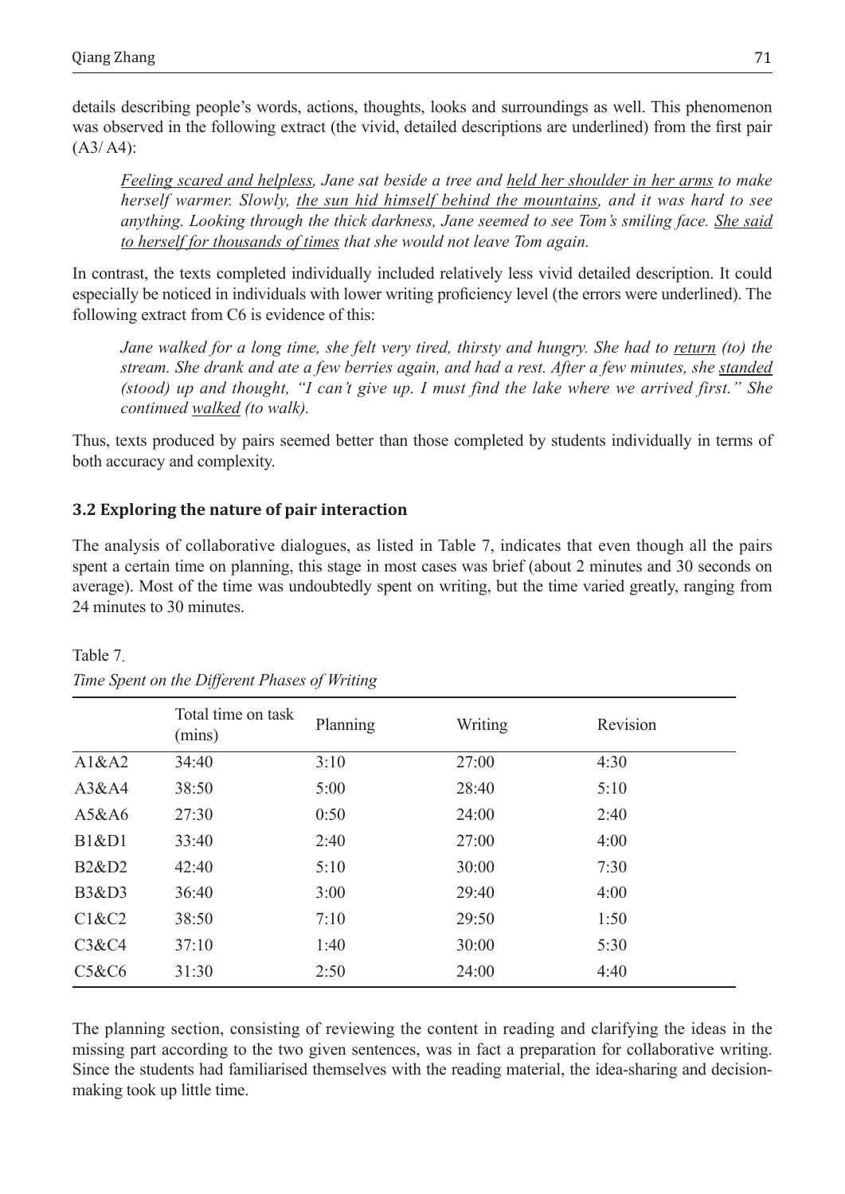details describing people's words, actions, thoughts, looks and surroundings as well. This phenomenon was observed in the following extract (the vivid, detailed descriptions are underlined) from the first pair (A3/ A4):

> *<u>Feeling scared and helpless</u>, Jane sat beside a tree and <u>held her shoulder in her arms</u> to make herself warmer. Slowly, <u>the sun hid himself behind the mountains</u>, and it was hard to see anything. Looking through the thick darkness, Jane seemed to see Tom's smiling face. <u>She said to herself for thousands of times</u> that she would not leave Tom again.*

In contrast, the texts completed individually included relatively less vivid detailed description. It could especially be noticed in individuals with lower writing proficiency level (the errors were underlined). The following extract from C6 is evidence of this:

> *Jane walked for a long time, she felt very tired, thirsty and hungry. She had to <u>return</u> (to) the stream. She drank and ate a few berries again, and had a rest. After a few minutes, she <u>standed</u> (stood) up and thought, "I can't give up. I must find the lake where we arrived first." She continued <u>walked</u> (to walk).*

Thus, texts produced by pairs seemed better than those completed by students individually in terms of both accuracy and complexity.

### 3.2 Exploring the nature of pair interaction

The analysis of collaborative dialogues, as listed in Table 7, indicates that even though all the pairs spent a certain time on planning, this stage in most cases was brief (about 2 minutes and 30 seconds on average). Most of the time was undoubtedly spent on writing, but the time varied greatly, ranging from 24 minutes to 30 minutes.

Table 7.

*Time Spent on the Different Phases of Writing*

| | Total time on task (mins) | Planning | Writing | Revision |
|---|---|---|---|---|
| A1&A2 | 34:40 | 3:10 | 27:00 | 4:30 |
| A3&A4 | 38:50 | 5:00 | 28:40 | 5:10 |
| A5&A6 | 27:30 | 0:50 | 24:00 | 2:40 |
| B1&D1 | 33:40 | 2:40 | 27:00 | 4:00 |
| B2&D2 | 42:40 | 5:10 | 30:00 | 7:30 |
| B3&D3 | 36:40 | 3:00 | 29:40 | 4:00 |
| C1&C2 | 38:50 | 7:10 | 29:50 | 1:50 |
| C3&C4 | 37:10 | 1:40 | 30:00 | 5:30 |
| C5&C6 | 31:30 | 2:50 | 24:00 | 4:40 |

The planning section, consisting of reviewing the content in reading and clarifying the ideas in the missing part according to the two given sentences, was in fact a preparation for collaborative writing. Since the students had familiarised themselves with the reading material, the idea-sharing and decision-making took up little time.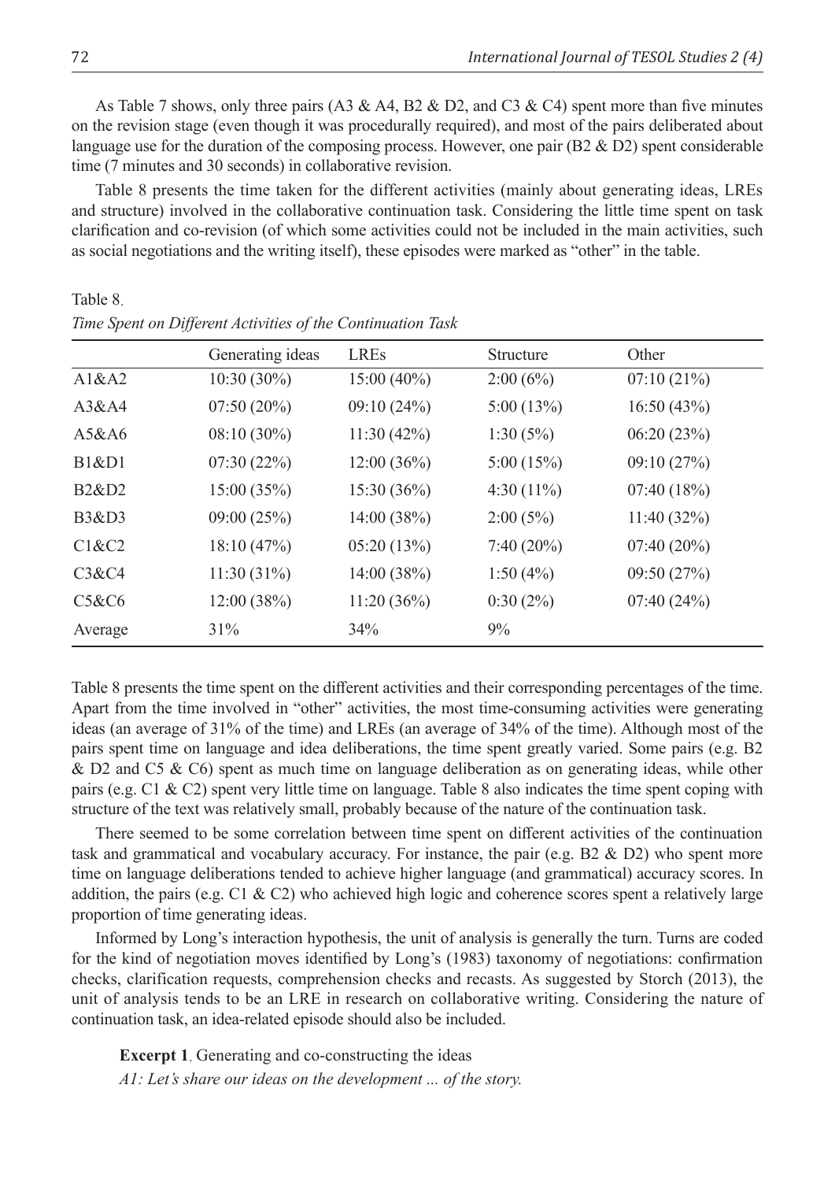As Table 7 shows, only three pairs (A3 & A4, B2 & D2, and C3 & C4) spent more than five minutes on the revision stage (even though it was procedurally required), and most of the pairs deliberated about language use for the duration of the composing process. However, one pair (B2 & D2) spent considerable time (7 minutes and 30 seconds) in collaborative revision.

Table 8 presents the time taken for the different activities (mainly about generating ideas, LREs and structure) involved in the collaborative continuation task. Considering the little time spent on task clarification and co-revision (of which some activities could not be included in the main activities, such as social negotiations and the writing itself), these episodes were marked as "other" in the table.

Table 8.

*Time Spent on Different Activities of the Continuation Task*

| | Generating ideas | LREs | Structure | Other |
|---|---|---|---|---|
| A1&A2 | 10:30 (30%) | 15:00 (40%) | 2:00 (6%) | 07:10 (21%) |
| A3&A4 | 07:50 (20%) | 09:10 (24%) | 5:00 (13%) | 16:50 (43%) |
| A5&A6 | 08:10 (30%) | 11:30 (42%) | 1:30 (5%) | 06:20 (23%) |
| B1&D1 | 07:30 (22%) | 12:00 (36%) | 5:00 (15%) | 09:10 (27%) |
| B2&D2 | 15:00 (35%) | 15:30 (36%) | 4:30 (11%) | 07:40 (18%) |
| B3&D3 | 09:00 (25%) | 14:00 (38%) | 2:00 (5%) | 11:40 (32%) |
| C1&C2 | 18:10 (47%) | 05:20 (13%) | 7:40 (20%) | 07:40 (20%) |
| C3&C4 | 11:30 (31%) | 14:00 (38%) | 1:50 (4%) | 09:50 (27%) |
| C5&C6 | 12:00 (38%) | 11:20 (36%) | 0:30 (2%) | 07:40 (24%) |
| Average | 31% | 34% | 9% | |

Table 8 presents the time spent on the different activities and their corresponding percentages of the time. Apart from the time involved in "other" activities, the most time-consuming activities were generating ideas (an average of 31% of the time) and LREs (an average of 34% of the time). Although most of the pairs spent time on language and idea deliberations, the time spent greatly varied. Some pairs (e.g. B2 & D2 and C5 & C6) spent as much time on language deliberation as on generating ideas, while other pairs (e.g. C1 & C2) spent very little time on language. Table 8 also indicates the time spent coping with structure of the text was relatively small, probably because of the nature of the continuation task.

There seemed to be some correlation between time spent on different activities of the continuation task and grammatical and vocabulary accuracy. For instance, the pair (e.g. B2 & D2) who spent more time on language deliberations tended to achieve higher language (and grammatical) accuracy scores. In addition, the pairs (e.g. C1 & C2) who achieved high logic and coherence scores spent a relatively large proportion of time generating ideas.

Informed by Long's interaction hypothesis, the unit of analysis is generally the turn. Turns are coded for the kind of negotiation moves identified by Long's (1983) taxonomy of negotiations: confirmation checks, clarification requests, comprehension checks and recasts. As suggested by Storch (2013), the unit of analysis tends to be an LRE in research on collaborative writing. Considering the nature of continuation task, an idea-related episode should also be included.

**Excerpt 1**. Generating and co-constructing the ideas

*A1: Let's share our ideas on the development ... of the story.*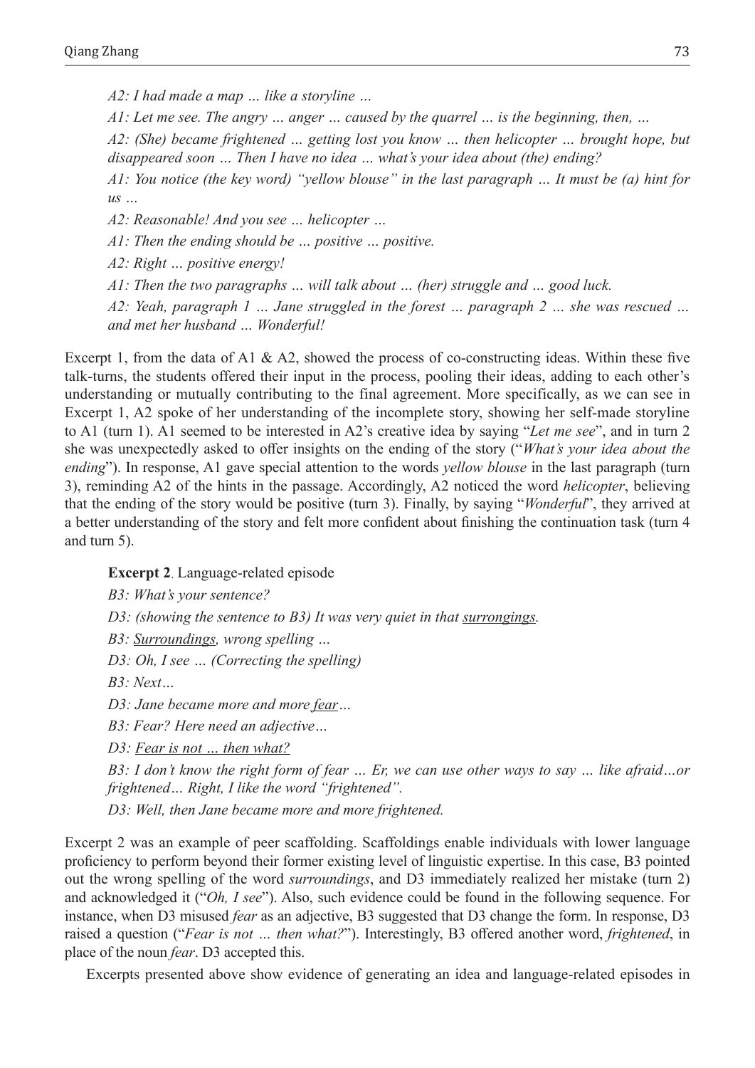*A2: I had made a map … like a storyline …*

*A1: Let me see. The angry … anger … caused by the quarrel … is the beginning, then, …*

*A2: (She) became frightened … getting lost you know … then helicopter … brought hope, but disappeared soon … Then I have no idea … what's your idea about (the) ending?*

*A1: You notice (the key word) "yellow blouse" in the last paragraph … It must be (a) hint for us …*

*A2: Reasonable! And you see … helicopter …*

*A1: Then the ending should be … positive … positive.*

*A2: Right … positive energy!*

*A1: Then the two paragraphs … will talk about … (her) struggle and … good luck.*

*A2: Yeah, paragraph 1 … Jane struggled in the forest … paragraph 2 … she was rescued … and met her husband … Wonderful!*

Excerpt 1, from the data of A1 & A2, showed the process of co-constructing ideas. Within these five talk-turns, the students offered their input in the process, pooling their ideas, adding to each other's understanding or mutually contributing to the final agreement. More specifically, as we can see in Excerpt 1, A2 spoke of her understanding of the incomplete story, showing her self-made storyline to A1 (turn 1). A1 seemed to be interested in A2's creative idea by saying "*Let me see*", and in turn 2 she was unexpectedly asked to offer insights on the ending of the story ("*What's your idea about the ending*"). In response, A1 gave special attention to the words *yellow blouse* in the last paragraph (turn 3), reminding A2 of the hints in the passage. Accordingly, A2 noticed the word *helicopter*, believing that the ending of the story would be positive (turn 3). Finally, by saying "*Wonderful*", they arrived at a better understanding of the story and felt more confident about finishing the continuation task (turn 4 and turn 5).

**Excerpt 2**. Language-related episode

*B3: What's your sentence?*

*D3: (showing the sentence to B3) It was very quiet in that <u>surrongings</u>.*

*B3: <u>Surroundings</u>, wrong spelling …*

*D3: Oh, I see … (Correcting the spelling)*

*B3: Next…*

*D3: Jane became more and more <u>fear</u>…*

*B3: Fear? Here need an adjective…*

*D3: <u>Fear is not … then what?</u>*

*B3: I don't know the right form of fear … Er, we can use other ways to say … like afraid…or frightened… Right, I like the word "frightened".*

*D3: Well, then Jane became more and more frightened.*

Excerpt 2 was an example of peer scaffolding. Scaffoldings enable individuals with lower language proficiency to perform beyond their former existing level of linguistic expertise. In this case, B3 pointed out the wrong spelling of the word *surroundings*, and D3 immediately realized her mistake (turn 2) and acknowledged it ("*Oh, I see*"). Also, such evidence could be found in the following sequence. For instance, when D3 misused *fear* as an adjective, B3 suggested that D3 change the form. In response, D3 raised a question ("*Fear is not … then what?*"). Interestingly, B3 offered another word, *frightened*, in place of the noun *fear*. D3 accepted this.

Excerpts presented above show evidence of generating an idea and language-related episodes in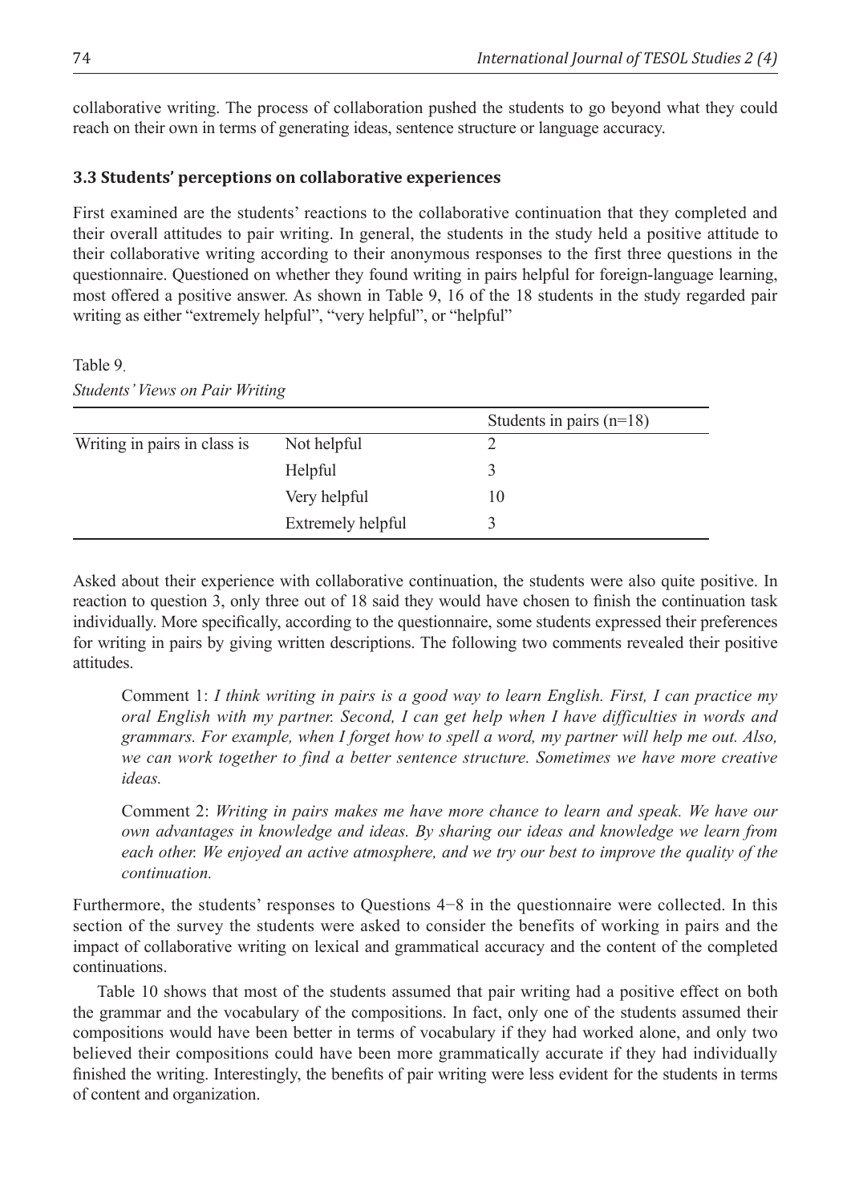collaborative writing. The process of collaboration pushed the students to go beyond what they could reach on their own in terms of generating ideas, sentence structure or language accuracy.

### 3.3 Students' perceptions on collaborative experiences

First examined are the students' reactions to the collaborative continuation that they completed and their overall attitudes to pair writing. In general, the students in the study held a positive attitude to their collaborative writing according to their anonymous responses to the first three questions in the questionnaire. Questioned on whether they found writing in pairs helpful for foreign-language learning, most offered a positive answer. As shown in Table 9, 16 of the 18 students in the study regarded pair writing as either "extremely helpful", "very helpful", or "helpful"

Table 9.

*Students' Views on Pair Writing*

| | | Students in pairs (n=18) |
|---|---|---|
| Writing in pairs in class is | Not helpful | 2 |
| | Helpful | 3 |
| | Very helpful | 10 |
| | Extremely helpful | 3 |

Asked about their experience with collaborative continuation, the students were also quite positive. In reaction to question 3, only three out of 18 said they would have chosen to finish the continuation task individually. More specifically, according to the questionnaire, some students expressed their preferences for writing in pairs by giving written descriptions. The following two comments revealed their positive attitudes.

> Comment 1: *I think writing in pairs is a good way to learn English. First, I can practice my oral English with my partner. Second, I can get help when I have difficulties in words and grammars. For example, when I forget how to spell a word, my partner will help me out. Also, we can work together to find a better sentence structure. Sometimes we have more creative ideas.*

> Comment 2: *Writing in pairs makes me have more chance to learn and speak. We have our own advantages in knowledge and ideas. By sharing our ideas and knowledge we learn from each other. We enjoyed an active atmosphere, and we try our best to improve the quality of the continuation.*

Furthermore, the students' responses to Questions 4−8 in the questionnaire were collected. In this section of the survey the students were asked to consider the benefits of working in pairs and the impact of collaborative writing on lexical and grammatical accuracy and the content of the completed continuations.

Table 10 shows that most of the students assumed that pair writing had a positive effect on both the grammar and the vocabulary of the compositions. In fact, only one of the students assumed their compositions would have been better in terms of vocabulary if they had worked alone, and only two believed their compositions could have been more grammatically accurate if they had individually finished the writing. Interestingly, the benefits of pair writing were less evident for the students in terms of content and organization.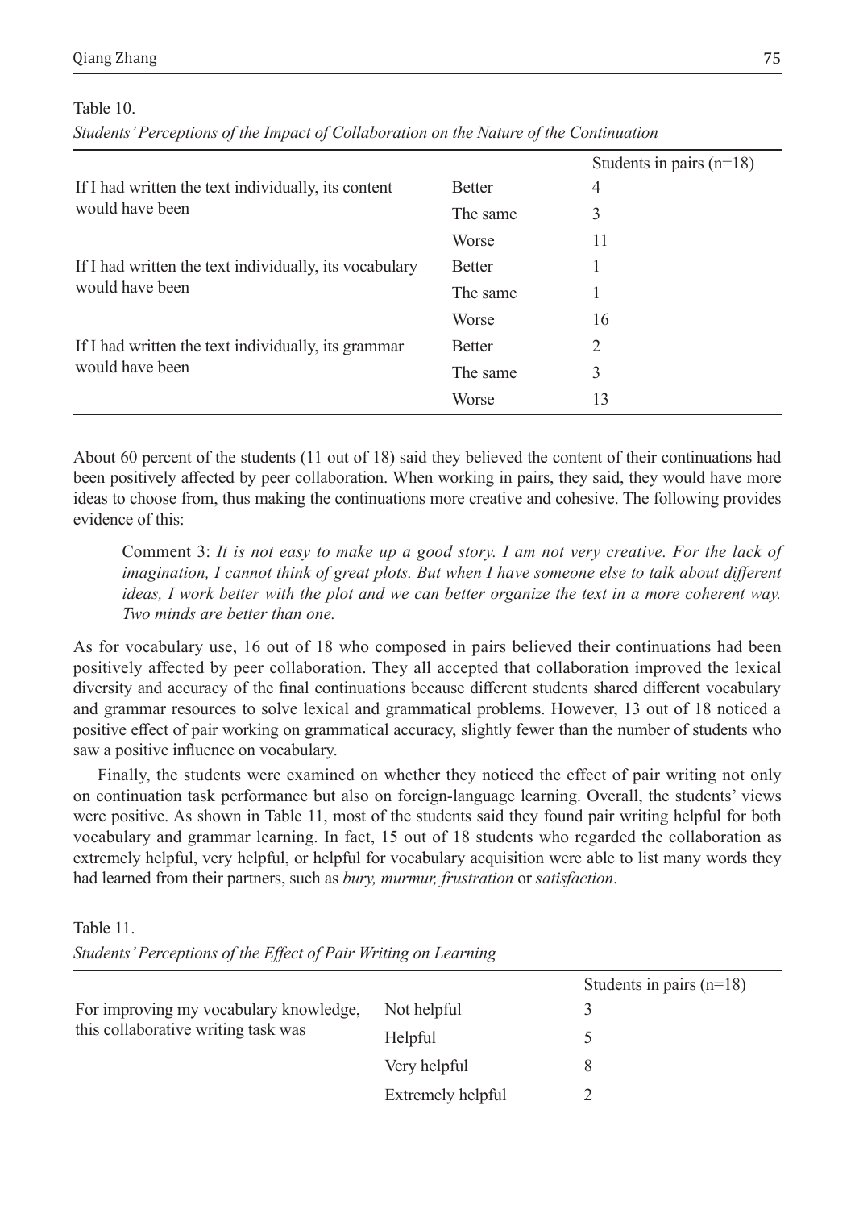Table 10.

*Students' Perceptions of the Impact of Collaboration on the Nature of the Continuation*

| | | Students in pairs (n=18) |
|---|---|---|
| If I had written the text individually, its content would have been | Better | 4 |
| | The same | 3 |
| | Worse | 11 |
| If I had written the text individually, its vocabulary would have been | Better | 1 |
| | The same | 1 |
| | Worse | 16 |
| If I had written the text individually, its grammar would have been | Better | 2 |
| | The same | 3 |
| | Worse | 13 |

About 60 percent of the students (11 out of 18) said they believed the content of their continuations had been positively affected by peer collaboration. When working in pairs, they said, they would have more ideas to choose from, thus making the continuations more creative and cohesive. The following provides evidence of this:

> Comment 3: *It is not easy to make up a good story. I am not very creative. For the lack of imagination, I cannot think of great plots. But when I have someone else to talk about different ideas, I work better with the plot and we can better organize the text in a more coherent way. Two minds are better than one.*

As for vocabulary use, 16 out of 18 who composed in pairs believed their continuations had been positively affected by peer collaboration. They all accepted that collaboration improved the lexical diversity and accuracy of the final continuations because different students shared different vocabulary and grammar resources to solve lexical and grammatical problems. However, 13 out of 18 noticed a positive effect of pair working on grammatical accuracy, slightly fewer than the number of students who saw a positive influence on vocabulary.

Finally, the students were examined on whether they noticed the effect of pair writing not only on continuation task performance but also on foreign-language learning. Overall, the students' views were positive. As shown in Table 11, most of the students said they found pair writing helpful for both vocabulary and grammar learning. In fact, 15 out of 18 students who regarded the collaboration as extremely helpful, very helpful, or helpful for vocabulary acquisition were able to list many words they had learned from their partners, such as *bury, murmur, frustration* or *satisfaction*.

Table 11.

*Students' Perceptions of the Effect of Pair Writing on Learning*

| | | Students in pairs (n=18) |
|---|---|---|
| For improving my vocabulary knowledge, this collaborative writing task was | Not helpful | 3 |
| | Helpful | 5 |
| | Very helpful | 8 |
| | Extremely helpful | 2 |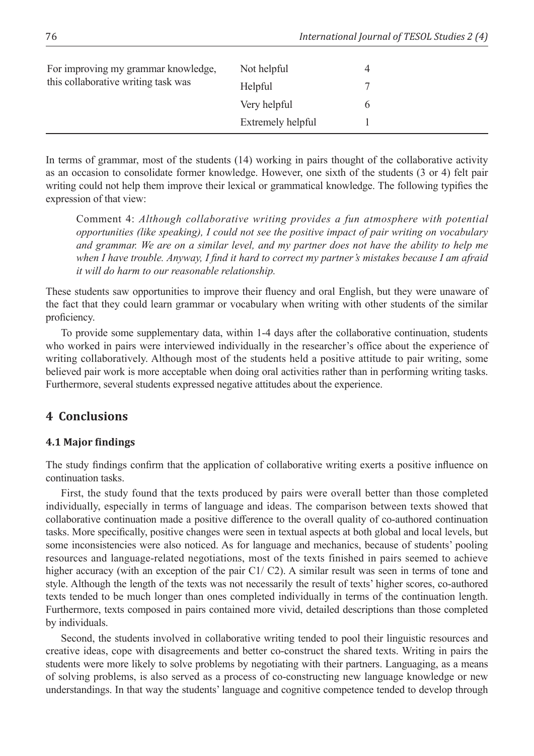| | | |
|---|---|---|
| For improving my grammar knowledge, this collaborative writing task was | Not helpful | 4 |
| | Helpful | 7 |
| | Very helpful | 6 |
| | Extremely helpful | 1 |

In terms of grammar, most of the students (14) working in pairs thought of the collaborative activity as an occasion to consolidate former knowledge. However, one sixth of the students (3 or 4) felt pair writing could not help them improve their lexical or grammatical knowledge. The following typifies the expression of that view:

> Comment 4: *Although collaborative writing provides a fun atmosphere with potential opportunities (like speaking), I could not see the positive impact of pair writing on vocabulary and grammar. We are on a similar level, and my partner does not have the ability to help me when I have trouble. Anyway, I find it hard to correct my partner's mistakes because I am afraid it will do harm to our reasonable relationship.*

These students saw opportunities to improve their fluency and oral English, but they were unaware of the fact that they could learn grammar or vocabulary when writing with other students of the similar proficiency.

To provide some supplementary data, within 1-4 days after the collaborative continuation, students who worked in pairs were interviewed individually in the researcher's office about the experience of writing collaboratively. Although most of the students held a positive attitude to pair writing, some believed pair work is more acceptable when doing oral activities rather than in performing writing tasks. Furthermore, several students expressed negative attitudes about the experience.

## 4 Conclusions

### 4.1 Major findings

The study findings confirm that the application of collaborative writing exerts a positive influence on continuation tasks.

First, the study found that the texts produced by pairs were overall better than those completed individually, especially in terms of language and ideas. The comparison between texts showed that collaborative continuation made a positive difference to the overall quality of co-authored continuation tasks. More specifically, positive changes were seen in textual aspects at both global and local levels, but some inconsistencies were also noticed. As for language and mechanics, because of students' pooling resources and language-related negotiations, most of the texts finished in pairs seemed to achieve higher accuracy (with an exception of the pair C1/ C2). A similar result was seen in terms of tone and style. Although the length of the texts was not necessarily the result of texts' higher scores, co-authored texts tended to be much longer than ones completed individually in terms of the continuation length. Furthermore, texts composed in pairs contained more vivid, detailed descriptions than those completed by individuals.

Second, the students involved in collaborative writing tended to pool their linguistic resources and creative ideas, cope with disagreements and better co-construct the shared texts. Writing in pairs the students were more likely to solve problems by negotiating with their partners. Languaging, as a means of solving problems, is also served as a process of co-constructing new language knowledge or new understandings. In that way the students' language and cognitive competence tended to develop through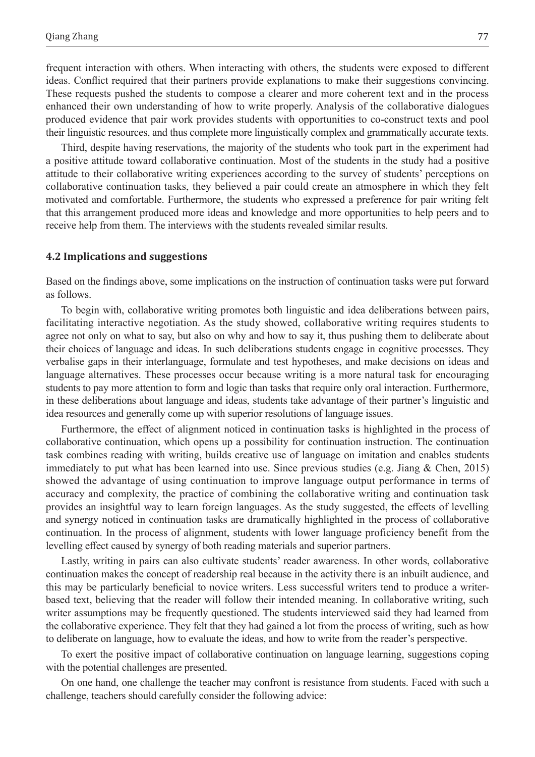frequent interaction with others. When interacting with others, the students were exposed to different ideas. Conflict required that their partners provide explanations to make their suggestions convincing. These requests pushed the students to compose a clearer and more coherent text and in the process enhanced their own understanding of how to write properly. Analysis of the collaborative dialogues produced evidence that pair work provides students with opportunities to co-construct texts and pool their linguistic resources, and thus complete more linguistically complex and grammatically accurate texts.

Third, despite having reservations, the majority of the students who took part in the experiment had a positive attitude toward collaborative continuation. Most of the students in the study had a positive attitude to their collaborative writing experiences according to the survey of students' perceptions on collaborative continuation tasks, they believed a pair could create an atmosphere in which they felt motivated and comfortable. Furthermore, the students who expressed a preference for pair writing felt that this arrangement produced more ideas and knowledge and more opportunities to help peers and to receive help from them. The interviews with the students revealed similar results.

### 4.2 Implications and suggestions

Based on the findings above, some implications on the instruction of continuation tasks were put forward as follows.

To begin with, collaborative writing promotes both linguistic and idea deliberations between pairs, facilitating interactive negotiation. As the study showed, collaborative writing requires students to agree not only on what to say, but also on why and how to say it, thus pushing them to deliberate about their choices of language and ideas. In such deliberations students engage in cognitive processes. They verbalise gaps in their interlanguage, formulate and test hypotheses, and make decisions on ideas and language alternatives. These processes occur because writing is a more natural task for encouraging students to pay more attention to form and logic than tasks that require only oral interaction. Furthermore, in these deliberations about language and ideas, students take advantage of their partner's linguistic and idea resources and generally come up with superior resolutions of language issues.

Furthermore, the effect of alignment noticed in continuation tasks is highlighted in the process of collaborative continuation, which opens up a possibility for continuation instruction. The continuation task combines reading with writing, builds creative use of language on imitation and enables students immediately to put what has been learned into use. Since previous studies (e.g. Jiang & Chen, 2015) showed the advantage of using continuation to improve language output performance in terms of accuracy and complexity, the practice of combining the collaborative writing and continuation task provides an insightful way to learn foreign languages. As the study suggested, the effects of levelling and synergy noticed in continuation tasks are dramatically highlighted in the process of collaborative continuation. In the process of alignment, students with lower language proficiency benefit from the levelling effect caused by synergy of both reading materials and superior partners.

Lastly, writing in pairs can also cultivate students' reader awareness. In other words, collaborative continuation makes the concept of readership real because in the activity there is an inbuilt audience, and this may be particularly beneficial to novice writers. Less successful writers tend to produce a writer-based text, believing that the reader will follow their intended meaning. In collaborative writing, such writer assumptions may be frequently questioned. The students interviewed said they had learned from the collaborative experience. They felt that they had gained a lot from the process of writing, such as how to deliberate on language, how to evaluate the ideas, and how to write from the reader's perspective.

To exert the positive impact of collaborative continuation on language learning, suggestions coping with the potential challenges are presented.

On one hand, one challenge the teacher may confront is resistance from students. Faced with such a challenge, teachers should carefully consider the following advice: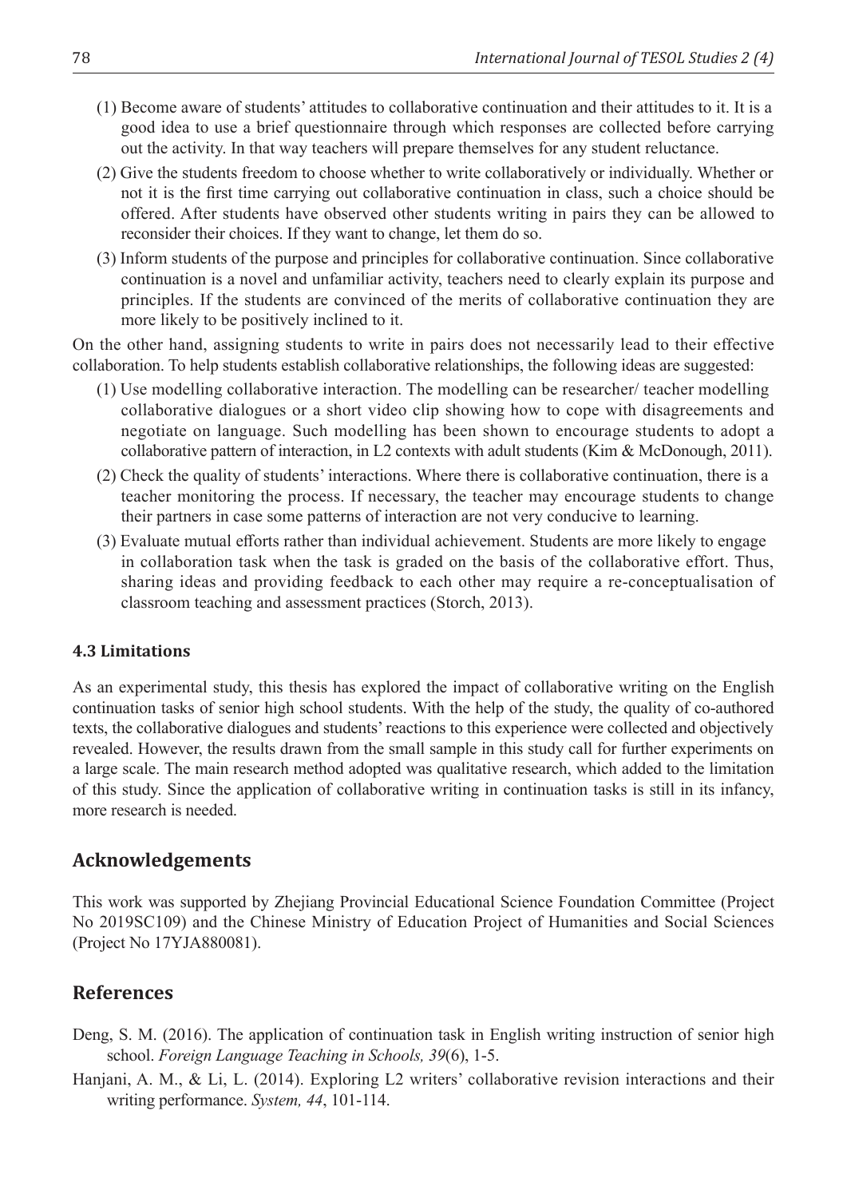(1) Become aware of students' attitudes to collaborative continuation and their attitudes to it. It is a good idea to use a brief questionnaire through which responses are collected before carrying out the activity. In that way teachers will prepare themselves for any student reluctance.

(2) Give the students freedom to choose whether to write collaboratively or individually. Whether or not it is the first time carrying out collaborative continuation in class, such a choice should be offered. After students have observed other students writing in pairs they can be allowed to reconsider their choices. If they want to change, let them do so.

(3) Inform students of the purpose and principles for collaborative continuation. Since collaborative continuation is a novel and unfamiliar activity, teachers need to clearly explain its purpose and principles. If the students are convinced of the merits of collaborative continuation they are more likely to be positively inclined to it.

On the other hand, assigning students to write in pairs does not necessarily lead to their effective collaboration. To help students establish collaborative relationships, the following ideas are suggested:

(1) Use modelling collaborative interaction. The modelling can be researcher/ teacher modelling collaborative dialogues or a short video clip showing how to cope with disagreements and negotiate on language. Such modelling has been shown to encourage students to adopt a collaborative pattern of interaction, in L2 contexts with adult students (Kim & McDonough, 2011).

(2) Check the quality of students' interactions. Where there is collaborative continuation, there is a teacher monitoring the process. If necessary, the teacher may encourage students to change their partners in case some patterns of interaction are not very conducive to learning.

(3) Evaluate mutual efforts rather than individual achievement. Students are more likely to engage in collaboration task when the task is graded on the basis of the collaborative effort. Thus, sharing ideas and providing feedback to each other may require a re-conceptualisation of classroom teaching and assessment practices (Storch, 2013).

### 4.3 Limitations

As an experimental study, this thesis has explored the impact of collaborative writing on the English continuation tasks of senior high school students. With the help of the study, the quality of co-authored texts, the collaborative dialogues and students' reactions to this experience were collected and objectively revealed. However, the results drawn from the small sample in this study call for further experiments on a large scale. The main research method adopted was qualitative research, which added to the limitation of this study. Since the application of collaborative writing in continuation tasks is still in its infancy, more research is needed.

## Acknowledgements

This work was supported by Zhejiang Provincial Educational Science Foundation Committee (Project No 2019SC109) and the Chinese Ministry of Education Project of Humanities and Social Sciences (Project No 17YJA880081).

## References

Deng, S. M. (2016). The application of continuation task in English writing instruction of senior high school. *Foreign Language Teaching in Schools, 39*(6), 1-5.

Hanjani, A. M., & Li, L. (2014). Exploring L2 writers' collaborative revision interactions and their writing performance. *System, 44*, 101-114.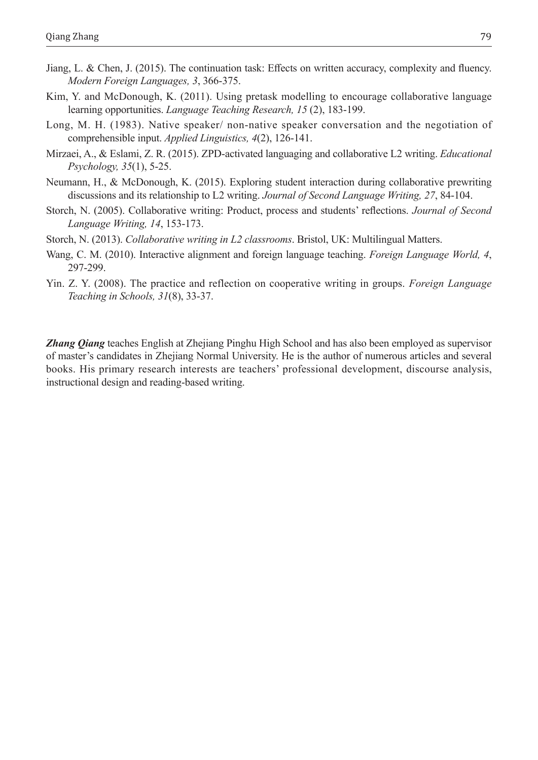Jiang, L. & Chen, J. (2015). The continuation task: Effects on written accuracy, complexity and fluency. *Modern Foreign Languages, 3*, 366-375.

Kim, Y. and McDonough, K. (2011). Using pretask modelling to encourage collaborative language learning opportunities. *Language Teaching Research, 15* (2), 183-199.

Long, M. H. (1983). Native speaker/ non-native speaker conversation and the negotiation of comprehensible input. *Applied Linguistics, 4*(2), 126-141.

Mirzaei, A., & Eslami, Z. R. (2015). ZPD-activated languaging and collaborative L2 writing. *Educational Psychology, 35*(1), 5-25.

Neumann, H., & McDonough, K. (2015). Exploring student interaction during collaborative prewriting discussions and its relationship to L2 writing. *Journal of Second Language Writing, 27*, 84-104.

Storch, N. (2005). Collaborative writing: Product, process and students' reflections. *Journal of Second Language Writing, 14*, 153-173.

Storch, N. (2013). *Collaborative writing in L2 classrooms*. Bristol, UK: Multilingual Matters.

Wang, C. M. (2010). Interactive alignment and foreign language teaching. *Foreign Language World, 4*, 297-299.

Yin. Z. Y. (2008). The practice and reflection on cooperative writing in groups. *Foreign Language Teaching in Schools, 31*(8), 33-37.

***Zhang Qiang*** teaches English at Zhejiang Pinghu High School and has also been employed as supervisor of master's candidates in Zhejiang Normal University. He is the author of numerous articles and several books. His primary research interests are teachers' professional development, discourse analysis, instructional design and reading-based writing.